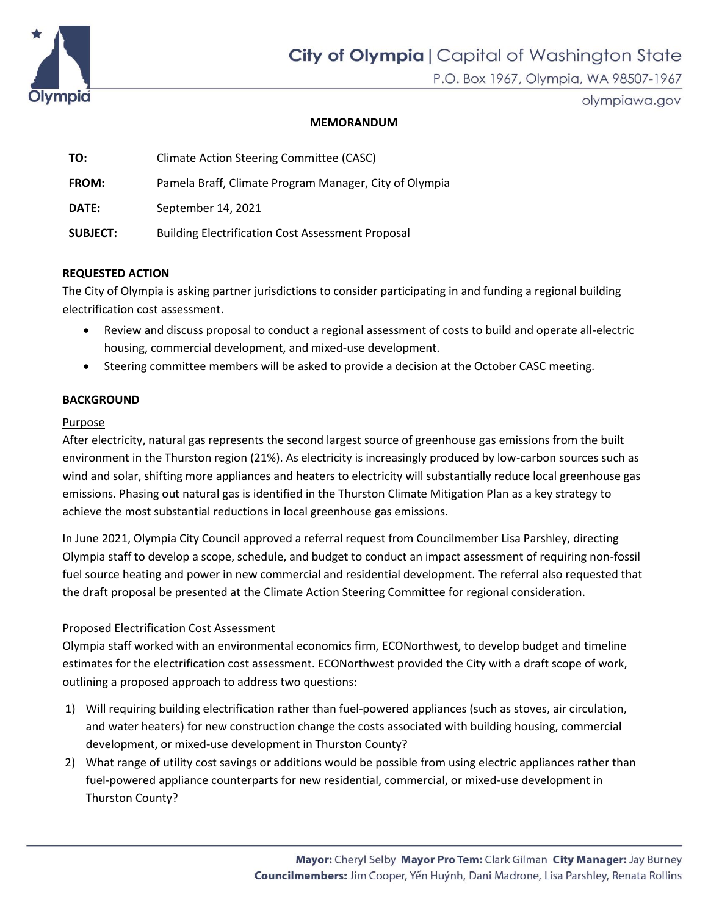# MEMORANDUM

| | |
|---|---|
| **TO:** | Climate Action Steering Committee (CASC) |
| **FROM:** | Pamela Braff, Climate Program Manager, City of Olympia |
| **DATE:** | September 14, 2021 |
| **SUBJECT:** | Building Electrification Cost Assessment Proposal |

## REQUESTED ACTION

The City of Olympia is asking partner jurisdictions to consider participating in and funding a regional building electrification cost assessment.

- Review and discuss proposal to conduct a regional assessment of costs to build and operate all-electric housing, commercial development, and mixed-use development.
- Steering committee members will be asked to provide a decision at the October CASC meeting.

## BACKGROUND

### Purpose

After electricity, natural gas represents the second largest source of greenhouse gas emissions from the built environment in the Thurston region (21%). As electricity is increasingly produced by low-carbon sources such as wind and solar, shifting more appliances and heaters to electricity will substantially reduce local greenhouse gas emissions. Phasing out natural gas is identified in the Thurston Climate Mitigation Plan as a key strategy to achieve the most substantial reductions in local greenhouse gas emissions.

In June 2021, Olympia City Council approved a referral request from Councilmember Lisa Parshley, directing Olympia staff to develop a scope, schedule, and budget to conduct an impact assessment of requiring non-fossil fuel source heating and power in new commercial and residential development. The referral also requested that the draft proposal be presented at the Climate Action Steering Committee for regional consideration.

### Proposed Electrification Cost Assessment

Olympia staff worked with an environmental economics firm, ECONorthwest, to develop budget and timeline estimates for the electrification cost assessment. ECONorthwest provided the City with a draft scope of work, outlining a proposed approach to address two questions:

1) Will requiring building electrification rather than fuel-powered appliances (such as stoves, air circulation, and water heaters) for new construction change the costs associated with building housing, commercial development, or mixed-use development in Thurston County?
2) What range of utility cost savings or additions would be possible from using electric appliances rather than fuel-powered appliance counterparts for new residential, commercial, or mixed-use development in Thurston County?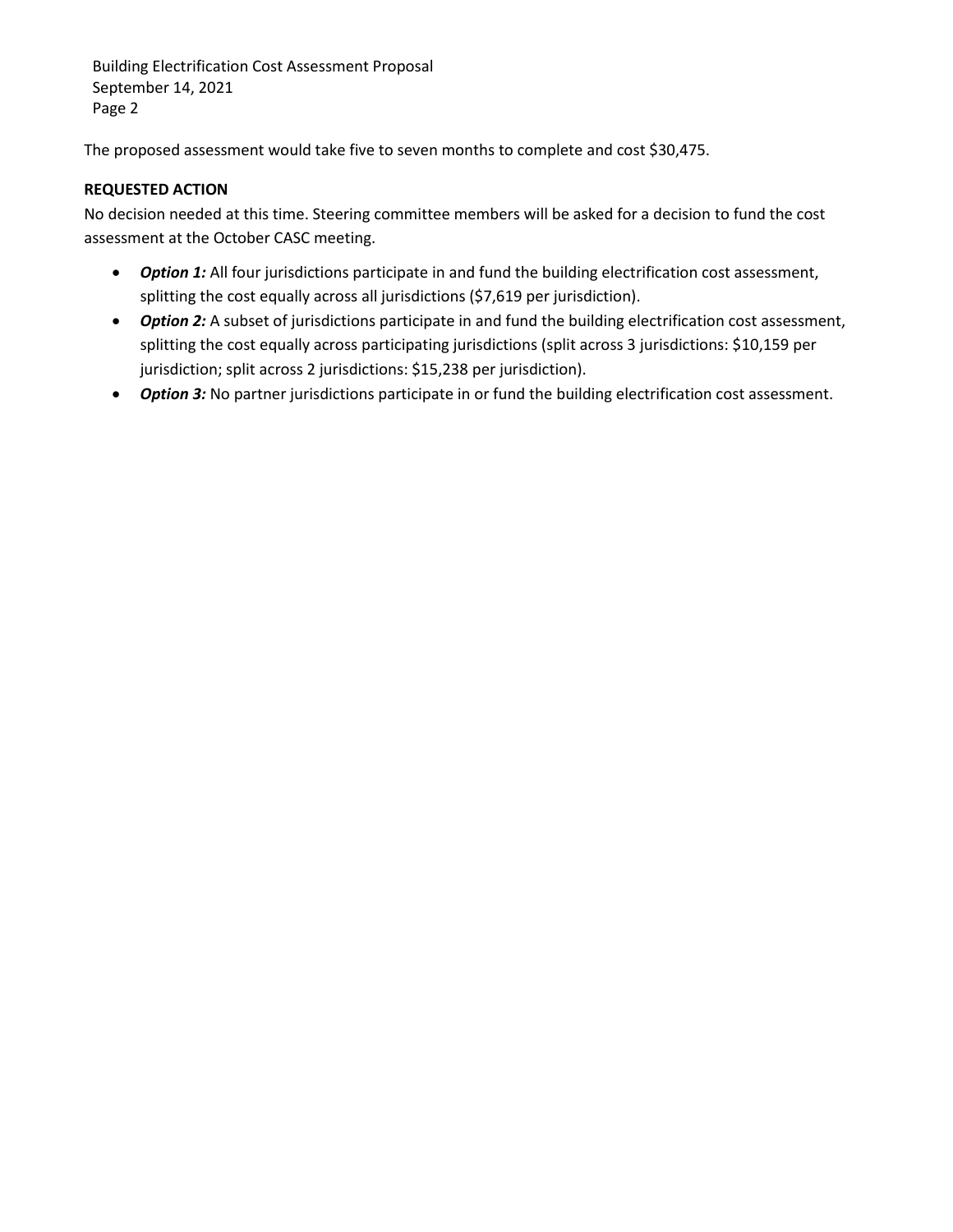The proposed assessment would take five to seven months to complete and cost $30,475.

**REQUESTED ACTION**

No decision needed at this time. Steering committee members will be asked for a decision to fund the cost assessment at the October CASC meeting.

- ***Option 1:*** All four jurisdictions participate in and fund the building electrification cost assessment, splitting the cost equally across all jurisdictions ($7,619 per jurisdiction).
- ***Option 2:*** A subset of jurisdictions participate in and fund the building electrification cost assessment, splitting the cost equally across participating jurisdictions (split across 3 jurisdictions: $10,159 per jurisdiction; split across 2 jurisdictions: $15,238 per jurisdiction).
- ***Option 3:*** No partner jurisdictions participate in or fund the building electrification cost assessment.